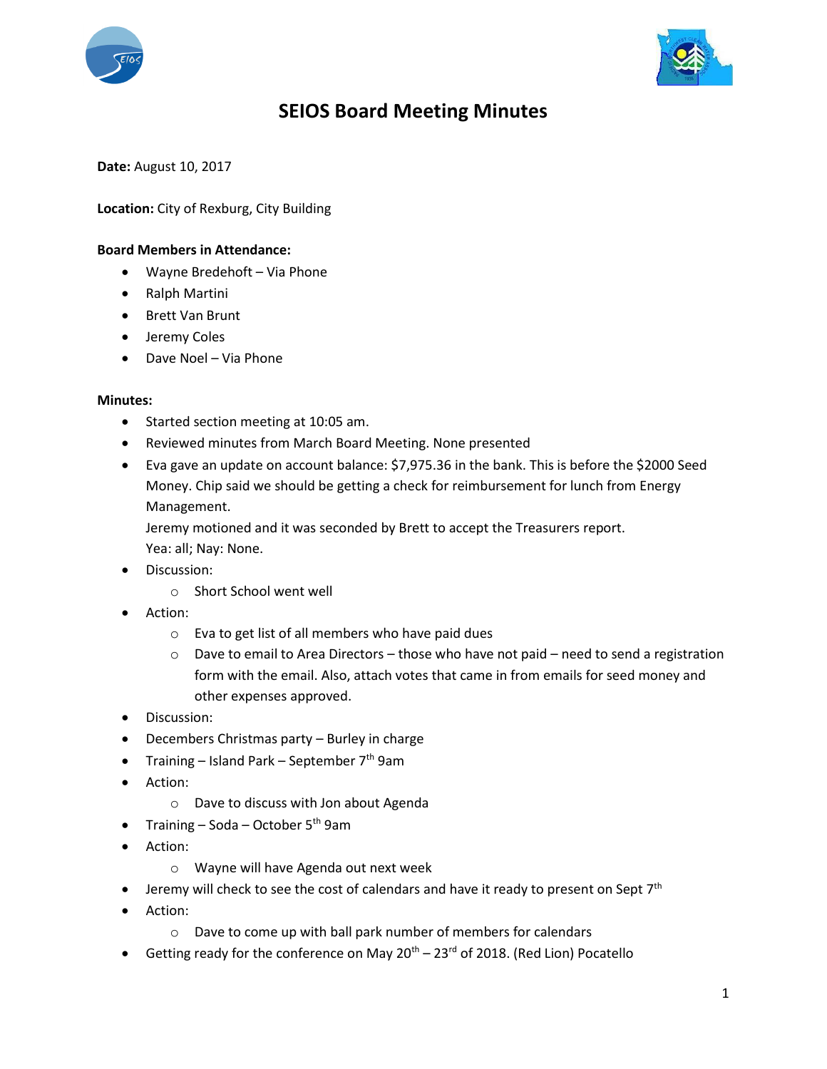# SEIOS Board Meeting Minutes

**Date:** August 10, 2017

**Location:** City of Rexburg, City Building

**Board Members in Attendance:**

- Wayne Bredehoft – Via Phone
- Ralph Martini
- Brett Van Brunt
- Jeremy Coles
- Dave Noel – Via Phone

**Minutes:**

- Started section meeting at 10:05 am.
- Reviewed minutes from March Board Meeting. None presented
- Eva gave an update on account balance: $7,975.36 in the bank. This is before the $2000 Seed Money. Chip said we should be getting a check for reimbursement for lunch from Energy Management.
  Jeremy motioned and it was seconded by Brett to accept the Treasurers report.
  Yea: all; Nay: None.
- Discussion:
  - Short School went well
- Action:
  - Eva to get list of all members who have paid dues
  - Dave to email to Area Directors – those who have not paid – need to send a registration form with the email. Also, attach votes that came in from emails for seed money and other expenses approved.
- Discussion:
- Decembers Christmas party – Burley in charge
- Training – Island Park – September 7th 9am
- Action:
  - Dave to discuss with Jon about Agenda
- Training – Soda – October 5th 9am
- Action:
  - Wayne will have Agenda out next week
- Jeremy will check to see the cost of calendars and have it ready to present on Sept 7th
- Action:
  - Dave to come up with ball park number of members for calendars
- Getting ready for the conference on May 20th – 23rd of 2018. (Red Lion) Pocatello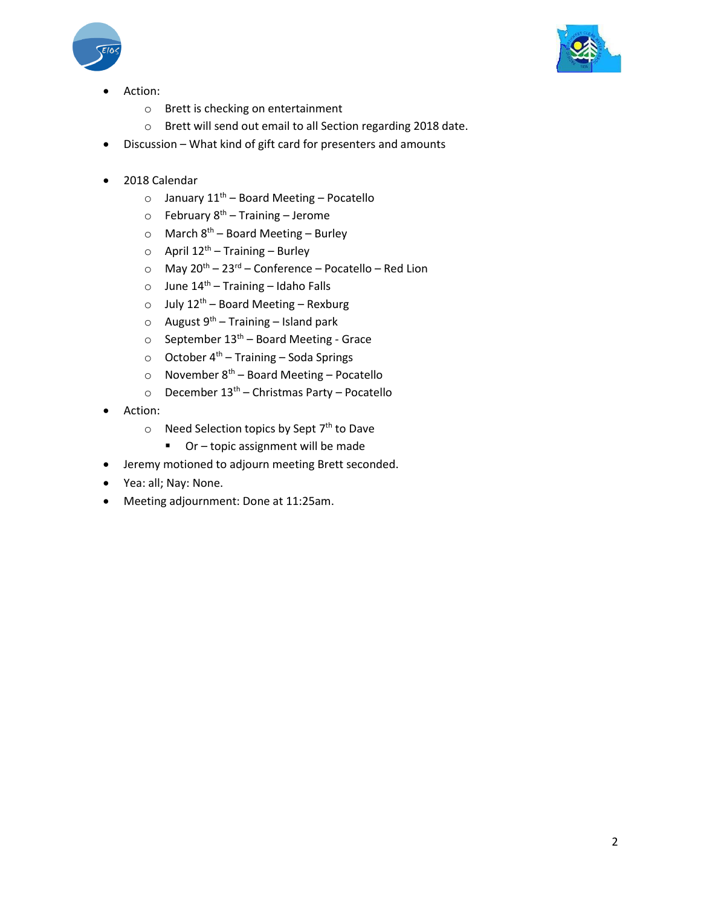- Action:
  - Brett is checking on entertainment
  - Brett will send out email to all Section regarding 2018 date.
- Discussion – What kind of gift card for presenters and amounts

- 2018 Calendar
  - January 11th – Board Meeting – Pocatello
  - February 8th – Training – Jerome
  - March 8th – Board Meeting – Burley
  - April 12th – Training – Burley
  - May 20th – 23rd – Conference – Pocatello – Red Lion
  - June 14th – Training – Idaho Falls
  - July 12th – Board Meeting – Rexburg
  - August 9th – Training – Island park
  - September 13th – Board Meeting - Grace
  - October 4th – Training – Soda Springs
  - November 8th – Board Meeting – Pocatello
  - December 13th – Christmas Party – Pocatello
- Action:
  - Need Selection topics by Sept 7th to Dave
    - Or – topic assignment will be made
- Jeremy motioned to adjourn meeting Brett seconded.
- Yea: all; Nay: None.
- Meeting adjournment: Done at 11:25am.